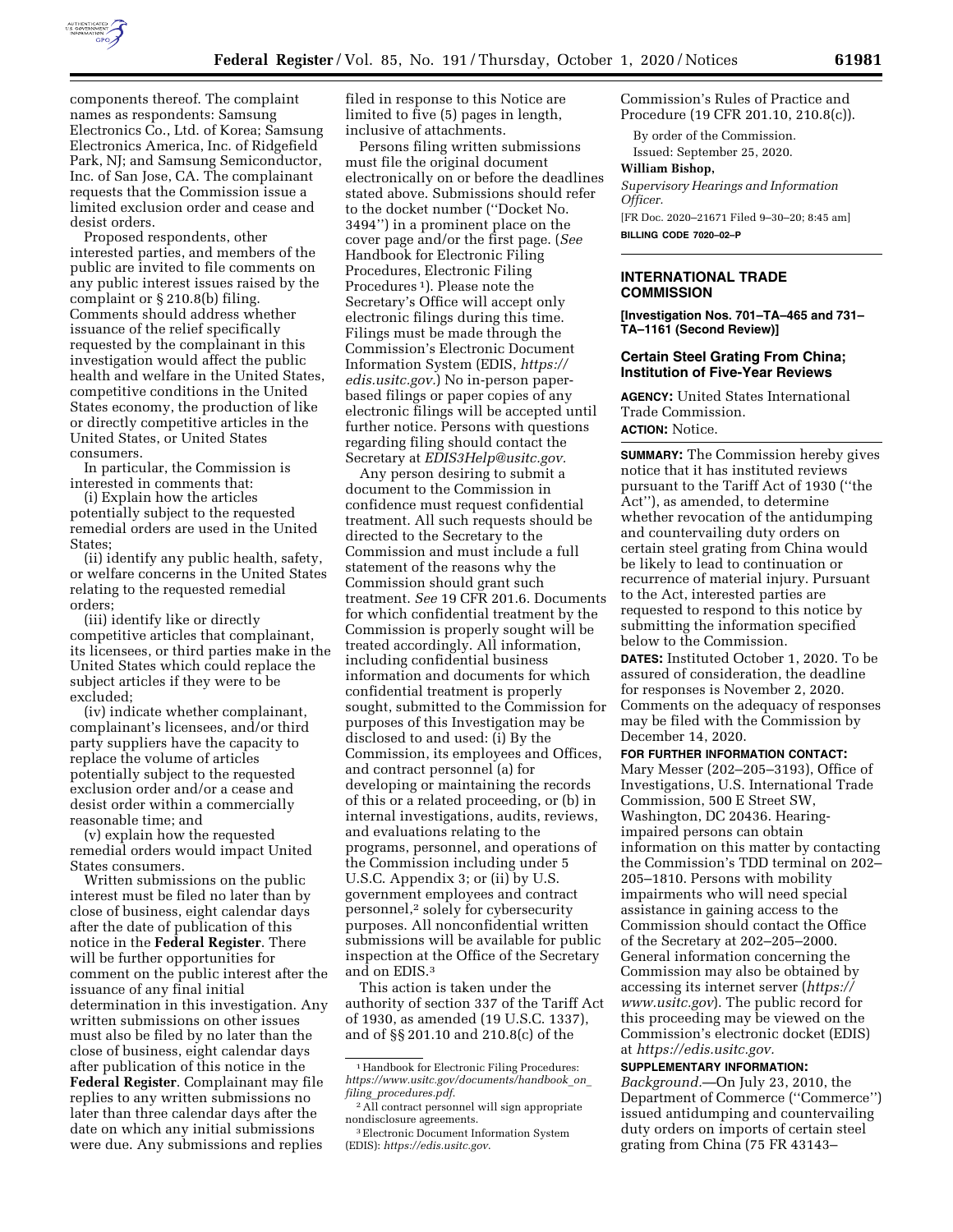components thereof. The complaint names as respondents: Samsung Electronics Co., Ltd. of Korea; Samsung Electronics America, Inc. of Ridgefield Park, NJ; and Samsung Semiconductor, Inc. of San Jose, CA. The complainant requests that the Commission issue a limited exclusion order and cease and desist orders.

Proposed respondents, other interested parties, and members of the public are invited to file comments on any public interest issues raised by the complaint or § 210.8(b) filing. Comments should address whether issuance of the relief specifically requested by the complainant in this investigation would affect the public health and welfare in the United States, competitive conditions in the United States economy, the production of like or directly competitive articles in the United States, or United States consumers.

In particular, the Commission is interested in comments that:

(i) Explain how the articles potentially subject to the requested remedial orders are used in the United States;

(ii) identify any public health, safety, or welfare concerns in the United States relating to the requested remedial orders;

(iii) identify like or directly competitive articles that complainant, its licensees, or third parties make in the United States which could replace the subject articles if they were to be excluded;

(iv) indicate whether complainant, complainant's licensees, and/or third party suppliers have the capacity to replace the volume of articles potentially subject to the requested exclusion order and/or a cease and desist order within a commercially reasonable time; and

(v) explain how the requested remedial orders would impact United States consumers.

Written submissions on the public interest must be filed no later than by close of business, eight calendar days after the date of publication of this notice in the **Federal Register**. There will be further opportunities for comment on the public interest after the issuance of any final initial determination in this investigation. Any written submissions on other issues must also be filed by no later than the close of business, eight calendar days after publication of this notice in the **Federal Register**. Complainant may file replies to any written submissions no later than three calendar days after the date on which any initial submissions were due. Any submissions and replies filed in response to this Notice are limited to five (5) pages in length, inclusive of attachments.

Persons filing written submissions must file the original document electronically on or before the deadlines stated above. Submissions should refer to the docket number (''Docket No. 3494'') in a prominent place on the cover page and/or the first page. (*See* Handbook for Electronic Filing Procedures, Electronic Filing Procedures [1]). Please note the Secretary's Office will accept only electronic filings during this time. Filings must be made through the Commission's Electronic Document Information System (EDIS, *https://edis.usitc.gov.*) No in-person paper-based filings or paper copies of any electronic filings will be accepted until further notice. Persons with questions regarding filing should contact the Secretary at *EDIS3Help@usitc.gov.*

Any person desiring to submit a document to the Commission in confidence must request confidential treatment. All such requests should be directed to the Secretary to the Commission and must include a full statement of the reasons why the Commission should grant such treatment. *See* 19 CFR 201.6. Documents for which confidential treatment by the Commission is properly sought will be treated accordingly. All information, including confidential business information and documents for which confidential treatment is properly sought, submitted to the Commission for purposes of this Investigation may be disclosed to and used: (i) By the Commission, its employees and Offices, and contract personnel (a) for developing or maintaining the records of this or a related proceeding, or (b) in internal investigations, audits, reviews, and evaluations relating to the programs, personnel, and operations of the Commission including under 5 U.S.C. Appendix 3; or (ii) by U.S. government employees and contract personnel,[2] solely for cybersecurity purposes. All nonconfidential written submissions will be available for public inspection at the Office of the Secretary and on EDIS.[3]

This action is taken under the authority of section 337 of the Tariff Act of 1930, as amended (19 U.S.C. 1337), and of §§ 201.10 and 210.8(c) of the Commission's Rules of Practice and Procedure (19 CFR 201.10, 210.8(c)).

By order of the Commission.

Issued: September 25, 2020.

**William Bishop,**

*Supervisory Hearings and Information Officer.*

[FR Doc. 2020–21671 Filed 9–30–20; 8:45 am]

**BILLING CODE 7020–02–P**

[1] Handbook for Electronic Filing Procedures: *https://www.usitc.gov/documents/handbook_on_filing_procedures.pdf.*

[2] All contract personnel will sign appropriate nondisclosure agreements.

[3] Electronic Document Information System (EDIS): *https://edis.usitc.gov.*

---

## INTERNATIONAL TRADE COMMISSION

**[Investigation Nos. 701–TA–465 and 731–TA–1161 (Second Review)]**

### Certain Steel Grating From China; Institution of Five-Year Reviews

**AGENCY:** United States International Trade Commission.

**ACTION:** Notice.

**SUMMARY:** The Commission hereby gives notice that it has instituted reviews pursuant to the Tariff Act of 1930 (''the Act''), as amended, to determine whether revocation of the antidumping and countervailing duty orders on certain steel grating from China would be likely to lead to continuation or recurrence of material injury. Pursuant to the Act, interested parties are requested to respond to this notice by submitting the information specified below to the Commission.

**DATES:** Instituted October 1, 2020. To be assured of consideration, the deadline for responses is November 2, 2020. Comments on the adequacy of responses may be filed with the Commission by December 14, 2020.

**FOR FURTHER INFORMATION CONTACT:** Mary Messer (202–205–3193), Office of Investigations, U.S. International Trade Commission, 500 E Street SW, Washington, DC 20436. Hearing-impaired persons can obtain information on this matter by contacting the Commission's TDD terminal on 202–205–1810. Persons with mobility impairments who will need special assistance in gaining access to the Commission should contact the Office of the Secretary at 202–205–2000. General information concerning the Commission may also be obtained by accessing its internet server (*https://www.usitc.gov*). The public record for this proceeding may be viewed on the Commission's electronic docket (EDIS) at *https://edis.usitc.gov.*

**SUPPLEMENTARY INFORMATION:**

*Background.*—On July 23, 2010, the Department of Commerce (''Commerce'') issued antidumping and countervailing duty orders on imports of certain steel grating from China (75 FR 43143–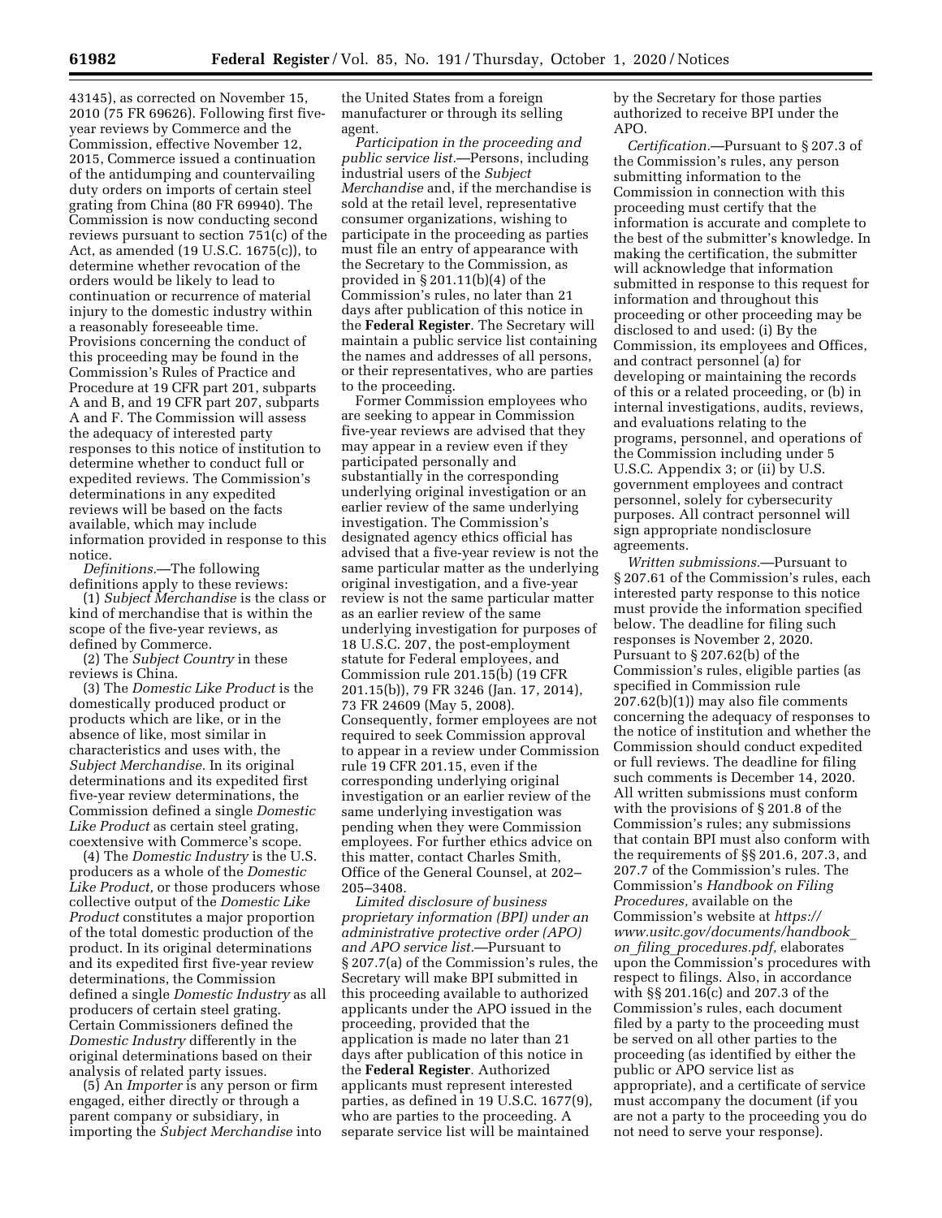43145), as corrected on November 15, 2010 (75 FR 69626). Following first five-year reviews by Commerce and the Commission, effective November 12, 2015, Commerce issued a continuation of the antidumping and countervailing duty orders on imports of certain steel grating from China (80 FR 69940). The Commission is now conducting second reviews pursuant to section 751(c) of the Act, as amended (19 U.S.C. 1675(c)), to determine whether revocation of the orders would be likely to lead to continuation or recurrence of material injury to the domestic industry within a reasonably foreseeable time. Provisions concerning the conduct of this proceeding may be found in the Commission's Rules of Practice and Procedure at 19 CFR part 201, subparts A and B, and 19 CFR part 207, subparts A and F. The Commission will assess the adequacy of interested party responses to this notice of institution to determine whether to conduct full or expedited reviews. The Commission's determinations in any expedited reviews will be based on the facts available, which may include information provided in response to this notice.

*Definitions.*—The following definitions apply to these reviews:

(1) *Subject Merchandise* is the class or kind of merchandise that is within the scope of the five-year reviews, as defined by Commerce.

(2) The *Subject Country* in these reviews is China.

(3) The *Domestic Like Product* is the domestically produced product or products which are like, or in the absence of like, most similar in characteristics and uses with, the *Subject Merchandise.* In its original determinations and its expedited first five-year review determinations, the Commission defined a single *Domestic Like Product* as certain steel grating, coextensive with Commerce's scope.

(4) The *Domestic Industry* is the U.S. producers as a whole of the *Domestic Like Product,* or those producers whose collective output of the *Domestic Like Product* constitutes a major proportion of the total domestic production of the product. In its original determinations and its expedited first five-year review determinations, the Commission defined a single *Domestic Industry* as all producers of certain steel grating. Certain Commissioners defined the *Domestic Industry* differently in the original determinations based on their analysis of related party issues.

(5) An *Importer* is any person or firm engaged, either directly or through a parent company or subsidiary, in importing the *Subject Merchandise* into the United States from a foreign manufacturer or through its selling agent.

*Participation in the proceeding and public service list.*—Persons, including industrial users of the *Subject Merchandise* and, if the merchandise is sold at the retail level, representative consumer organizations, wishing to participate in the proceeding as parties must file an entry of appearance with the Secretary to the Commission, as provided in § 201.11(b)(4) of the Commission's rules, no later than 21 days after publication of this notice in the **Federal Register**. The Secretary will maintain a public service list containing the names and addresses of all persons, or their representatives, who are parties to the proceeding.

Former Commission employees who are seeking to appear in Commission five-year reviews are advised that they may appear in a review even if they participated personally and substantially in the corresponding underlying original investigation or an earlier review of the same underlying investigation. The Commission's designated agency ethics official has advised that a five-year review is not the same particular matter as the underlying original investigation, and a five-year review is not the same particular matter as an earlier review of the same underlying investigation for purposes of 18 U.S.C. 207, the post-employment statute for Federal employees, and Commission rule 201.15(b) (19 CFR 201.15(b)), 79 FR 3246 (Jan. 17, 2014), 73 FR 24609 (May 5, 2008). Consequently, former employees are not required to seek Commission approval to appear in a review under Commission rule 19 CFR 201.15, even if the corresponding underlying original investigation or an earlier review of the same underlying investigation was pending when they were Commission employees. For further ethics advice on this matter, contact Charles Smith, Office of the General Counsel, at 202–205–3408.

*Limited disclosure of business proprietary information (BPI) under an administrative protective order (APO) and APO service list.*—Pursuant to § 207.7(a) of the Commission's rules, the Secretary will make BPI submitted in this proceeding available to authorized applicants under the APO issued in the proceeding, provided that the application is made no later than 21 days after publication of this notice in the **Federal Register**. Authorized applicants must represent interested parties, as defined in 19 U.S.C. 1677(9), who are parties to the proceeding. A separate service list will be maintained by the Secretary for those parties authorized to receive BPI under the APO.

*Certification.*—Pursuant to § 207.3 of the Commission's rules, any person submitting information to the Commission in connection with this proceeding must certify that the information is accurate and complete to the best of the submitter's knowledge. In making the certification, the submitter will acknowledge that information submitted in response to this request for information and throughout this proceeding or other proceeding may be disclosed to and used: (i) By the Commission, its employees and Offices, and contract personnel (a) for developing or maintaining the records of this or a related proceeding, or (b) in internal investigations, audits, reviews, and evaluations relating to the programs, personnel, and operations of the Commission including under 5 U.S.C. Appendix 3; or (ii) by U.S. government employees and contract personnel, solely for cybersecurity purposes. All contract personnel will sign appropriate nondisclosure agreements.

*Written submissions.*—Pursuant to § 207.61 of the Commission's rules, each interested party response to this notice must provide the information specified below. The deadline for filing such responses is November 2, 2020. Pursuant to § 207.62(b) of the Commission's rules, eligible parties (as specified in Commission rule 207.62(b)(1)) may also file comments concerning the adequacy of responses to the notice of institution and whether the Commission should conduct expedited or full reviews. The deadline for filing such comments is December 14, 2020. All written submissions must conform with the provisions of § 201.8 of the Commission's rules; any submissions that contain BPI must also conform with the requirements of §§ 201.6, 207.3, and 207.7 of the Commission's rules. The Commission's *Handbook on Filing Procedures,* available on the Commission's website at *https://www.usitc.gov/documents/handbook_on_filing_procedures.pdf,* elaborates upon the Commission's procedures with respect to filings. Also, in accordance with §§ 201.16(c) and 207.3 of the Commission's rules, each document filed by a party to the proceeding must be served on all other parties to the proceeding (as identified by either the public or APO service list as appropriate), and a certificate of service must accompany the document (if you are not a party to the proceeding you do not need to serve your response).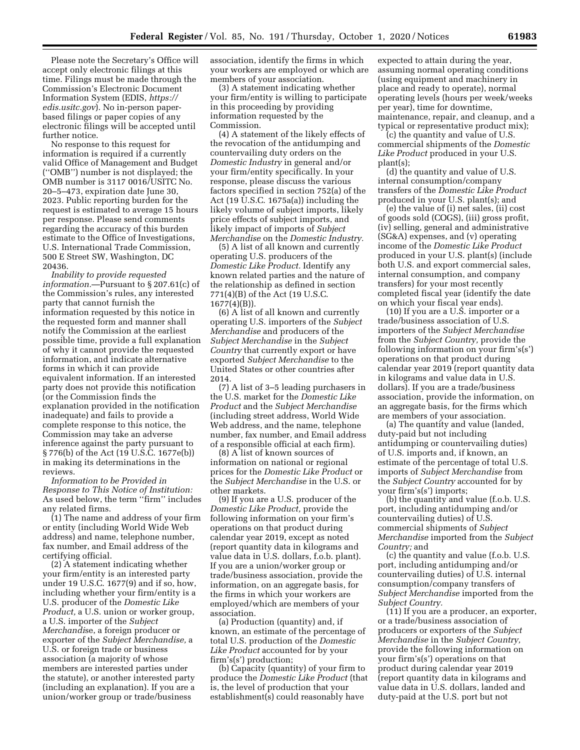Please note the Secretary's Office will accept only electronic filings at this time. Filings must be made through the Commission's Electronic Document Information System (EDIS, *https://edis.usitc.gov*). No in-person paper-based filings or paper copies of any electronic filings will be accepted until further notice.

No response to this request for information is required if a currently valid Office of Management and Budget (''OMB'') number is not displayed; the OMB number is 3117 0016/USITC No. 20–5–473, expiration date June 30, 2023. Public reporting burden for the request is estimated to average 15 hours per response. Please send comments regarding the accuracy of this burden estimate to the Office of Investigations, U.S. International Trade Commission, 500 E Street SW, Washington, DC 20436.

*Inability to provide requested information.*—Pursuant to § 207.61(c) of the Commission's rules, any interested party that cannot furnish the information requested by this notice in the requested form and manner shall notify the Commission at the earliest possible time, provide a full explanation of why it cannot provide the requested information, and indicate alternative forms in which it can provide equivalent information. If an interested party does not provide this notification (or the Commission finds the explanation provided in the notification inadequate) and fails to provide a complete response to this notice, the Commission may take an adverse inference against the party pursuant to § 776(b) of the Act (19 U.S.C. 1677e(b)) in making its determinations in the reviews.

*Information to be Provided in Response to This Notice of Institution:* As used below, the term ''firm'' includes any related firms.

(1) The name and address of your firm or entity (including World Wide Web address) and name, telephone number, fax number, and Email address of the certifying official.

(2) A statement indicating whether your firm/entity is an interested party under 19 U.S.C. 1677(9) and if so, how, including whether your firm/entity is a U.S. producer of the *Domestic Like Product,* a U.S. union or worker group, a U.S. importer of the *Subject Merchandis*e, a foreign producer or exporter of the *Subject Merchandise,* a U.S. or foreign trade or business association (a majority of whose members are interested parties under the statute), or another interested party (including an explanation). If you are a union/worker group or trade/business association, identify the firms in which your workers are employed or which are members of your association.

(3) A statement indicating whether your firm/entity is willing to participate in this proceeding by providing information requested by the Commission.

(4) A statement of the likely effects of the revocation of the antidumping and countervailing duty orders on the *Domestic Industry* in general and/or your firm/entity specifically. In your response, please discuss the various factors specified in section 752(a) of the Act (19 U.S.C. 1675a(a)) including the likely volume of subject imports, likely price effects of subject imports, and likely impact of imports of *Subject Merchandise* on the *Domestic Industry.*

(5) A list of all known and currently operating U.S. producers of the *Domestic Like Product.* Identify any known related parties and the nature of the relationship as defined in section 771(4)(B) of the Act (19 U.S.C. 1677(4)(B)).

(6) A list of all known and currently operating U.S. importers of the *Subject Merchandise* and producers of the *Subject Merchandise* in the *Subject Country* that currently export or have exported *Subject Merchandise* to the United States or other countries after 2014.

(7) A list of 3–5 leading purchasers in the U.S. market for the *Domestic Like Product* and the *Subject Merchandise* (including street address, World Wide Web address, and the name, telephone number, fax number, and Email address of a responsible official at each firm).

(8) A list of known sources of information on national or regional prices for the *Domestic Like Product* or the *Subject Merchandise* in the U.S. or other markets.

(9) If you are a U.S. producer of the *Domestic Like Product,* provide the following information on your firm's operations on that product during calendar year 2019, except as noted (report quantity data in kilograms and value data in U.S. dollars, f.o.b. plant). If you are a union/worker group or trade/business association, provide the information, on an aggregate basis, for the firms in which your workers are employed/which are members of your association.

(a) Production (quantity) and, if known, an estimate of the percentage of total U.S. production of the *Domestic Like Product* accounted for by your firm's(s') production;

(b) Capacity (quantity) of your firm to produce the *Domestic Like Product* (that is, the level of production that your establishment(s) could reasonably have expected to attain during the year, assuming normal operating conditions (using equipment and machinery in place and ready to operate), normal operating levels (hours per week/weeks per year), time for downtime, maintenance, repair, and cleanup, and a typical or representative product mix);

(c) the quantity and value of U.S. commercial shipments of the *Domestic Like Product* produced in your U.S. plant(s);

(d) the quantity and value of U.S. internal consumption/company transfers of the *Domestic Like Product* produced in your U.S. plant(s); and

(e) the value of (i) net sales, (ii) cost of goods sold (COGS), (iii) gross profit, (iv) selling, general and administrative (SG&A) expenses, and (v) operating income of the *Domestic Like Product* produced in your U.S. plant(s) (include both U.S. and export commercial sales, internal consumption, and company transfers) for your most recently completed fiscal year (identify the date on which your fiscal year ends).

(10) If you are a U.S. importer or a trade/business association of U.S. importers of the *Subject Merchandise* from the *Subject Country,* provide the following information on your firm's(s') operations on that product during calendar year 2019 (report quantity data in kilograms and value data in U.S. dollars). If you are a trade/business association, provide the information, on an aggregate basis, for the firms which are members of your association.

(a) The quantity and value (landed, duty-paid but not including antidumping or countervailing duties) of U.S. imports and, if known, an estimate of the percentage of total U.S. imports of *Subject Merchandise* from the *Subject Country* accounted for by your firm's(s') imports;

(b) the quantity and value (f.o.b. U.S. port, including antidumping and/or countervailing duties) of U.S. commercial shipments of *Subject Merchandise* imported from the *Subject Country;* and

(c) the quantity and value (f.o.b. U.S. port, including antidumping and/or countervailing duties) of U.S. internal consumption/company transfers of *Subject Merchandise* imported from the *Subject Country.*

(11) If you are a producer, an exporter, or a trade/business association of producers or exporters of the *Subject Merchandise* in the *Subject Country,* provide the following information on your firm's(s') operations on that product during calendar year 2019 (report quantity data in kilograms and value data in U.S. dollars, landed and duty-paid at the U.S. port but not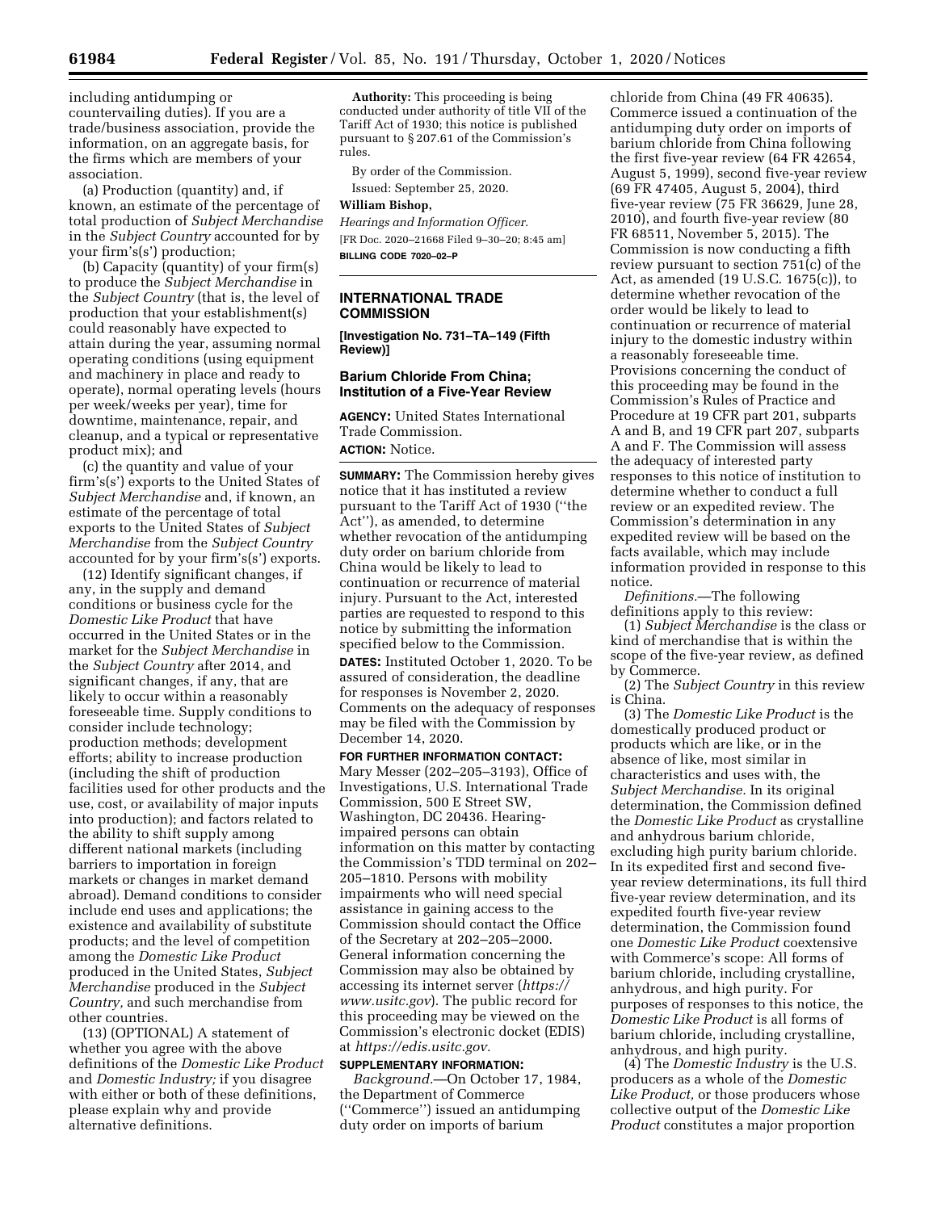including antidumping or countervailing duties). If you are a trade/business association, provide the information, on an aggregate basis, for the firms which are members of your association.

(a) Production (quantity) and, if known, an estimate of the percentage of total production of *Subject Merchandise* in the *Subject Country* accounted for by your firm's(s') production;

(b) Capacity (quantity) of your firm(s) to produce the *Subject Merchandise* in the *Subject Country* (that is, the level of production that your establishment(s) could reasonably have expected to attain during the year, assuming normal operating conditions (using equipment and machinery in place and ready to operate), normal operating levels (hours per week/weeks per year), time for downtime, maintenance, repair, and cleanup, and a typical or representative product mix); and

(c) the quantity and value of your firm's(s') exports to the United States of *Subject Merchandise* and, if known, an estimate of the percentage of total exports to the United States of *Subject Merchandise* from the *Subject Country* accounted for by your firm's(s') exports.

(12) Identify significant changes, if any, in the supply and demand conditions or business cycle for the *Domestic Like Product* that have occurred in the United States or in the market for the *Subject Merchandise* in the *Subject Country* after 2014, and significant changes, if any, that are likely to occur within a reasonably foreseeable time. Supply conditions to consider include technology; production methods; development efforts; ability to increase production (including the shift of production facilities used for other products and the use, cost, or availability of major inputs into production); and factors related to the ability to shift supply among different national markets (including barriers to importation in foreign markets or changes in market demand abroad). Demand conditions to consider include end uses and applications; the existence and availability of substitute products; and the level of competition among the *Domestic Like Product* produced in the United States, *Subject Merchandise* produced in the *Subject Country,* and such merchandise from other countries.

(13) (OPTIONAL) A statement of whether you agree with the above definitions of the *Domestic Like Product* and *Domestic Industry;* if you disagree with either or both of these definitions, please explain why and provide alternative definitions.

**Authority:** This proceeding is being conducted under authority of title VII of the Tariff Act of 1930; this notice is published pursuant to § 207.61 of the Commission's rules.

By order of the Commission.

Issued: September 25, 2020.

**William Bishop,**

*Hearings and Information Officer.*

[FR Doc. 2020–21668 Filed 9–30–20; 8:45 am]

**BILLING CODE 7020–02–P**

---

## INTERNATIONAL TRADE COMMISSION

**[Investigation No. 731–TA–149 (Fifth Review)]**

## Barium Chloride From China; Institution of a Five-Year Review

**AGENCY:** United States International Trade Commission.

**ACTION:** Notice.

**SUMMARY:** The Commission hereby gives notice that it has instituted a review pursuant to the Tariff Act of 1930 (''the Act''), as amended, to determine whether revocation of the antidumping duty order on barium chloride from China would be likely to lead to continuation or recurrence of material injury. Pursuant to the Act, interested parties are requested to respond to this notice by submitting the information specified below to the Commission.

**DATES:** Instituted October 1, 2020. To be assured of consideration, the deadline for responses is November 2, 2020. Comments on the adequacy of responses may be filed with the Commission by December 14, 2020.

**FOR FURTHER INFORMATION CONTACT:** Mary Messer (202–205–3193), Office of Investigations, U.S. International Trade Commission, 500 E Street SW, Washington, DC 20436. Hearing-impaired persons can obtain information on this matter by contacting the Commission's TDD terminal on 202–205–1810. Persons with mobility impairments who will need special assistance in gaining access to the Commission should contact the Office of the Secretary at 202–205–2000. General information concerning the Commission may also be obtained by accessing its internet server (*https://www.usitc.gov*). The public record for this proceeding may be viewed on the Commission's electronic docket (EDIS) at *https://edis.usitc.gov.*

**SUPPLEMENTARY INFORMATION:**

*Background.*—On October 17, 1984, the Department of Commerce (''Commerce'') issued an antidumping duty order on imports of barium chloride from China (49 FR 40635). Commerce issued a continuation of the antidumping duty order on imports of barium chloride from China following the first five-year review (64 FR 42654, August 5, 1999), second five-year review (69 FR 47405, August 5, 2004), third five-year review (75 FR 36629, June 28, 2010), and fourth five-year review (80 FR 68511, November 5, 2015). The Commission is now conducting a fifth review pursuant to section 751(c) of the Act, as amended (19 U.S.C. 1675(c)), to determine whether revocation of the order would be likely to lead to continuation or recurrence of material injury to the domestic industry within a reasonably foreseeable time. Provisions concerning the conduct of this proceeding may be found in the Commission's Rules of Practice and Procedure at 19 CFR part 201, subparts A and B, and 19 CFR part 207, subparts A and F. The Commission will assess the adequacy of interested party responses to this notice of institution to determine whether to conduct a full review or an expedited review. The Commission's determination in any expedited review will be based on the facts available, which may include information provided in response to this notice.

*Definitions.*—The following definitions apply to this review:

(1) *Subject Merchandise* is the class or kind of merchandise that is within the scope of the five-year review, as defined by Commerce.

(2) The *Subject Country* in this review is China.

(3) The *Domestic Like Product* is the domestically produced product or products which are like, or in the absence of like, most similar in characteristics and uses with, the *Subject Merchandise.* In its original determination, the Commission defined the *Domestic Like Product* as crystalline and anhydrous barium chloride, excluding high purity barium chloride. In its expedited first and second five-year review determinations, its full third five-year review determination, and its expedited fourth five-year review determination, the Commission found one *Domestic Like Product* coextensive with Commerce's scope: All forms of barium chloride, including crystalline, anhydrous, and high purity. For purposes of responses to this notice, the *Domestic Like Product* is all forms of barium chloride, including crystalline, anhydrous, and high purity.

(4) The *Domestic Industry* is the U.S. producers as a whole of the *Domestic Like Product,* or those producers whose collective output of the *Domestic Like Product* constitutes a major proportion